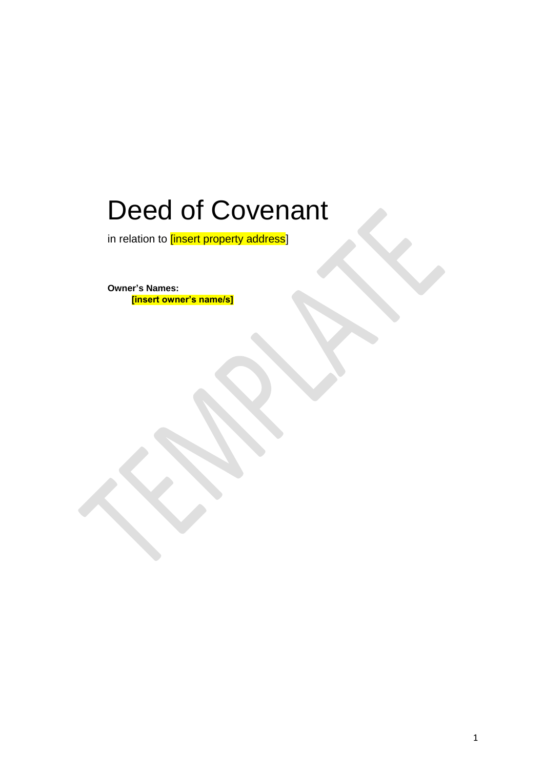# Deed of Covenant

in relation to [insert property address]

**Owner's Names:**

**[insert owner's name/s]**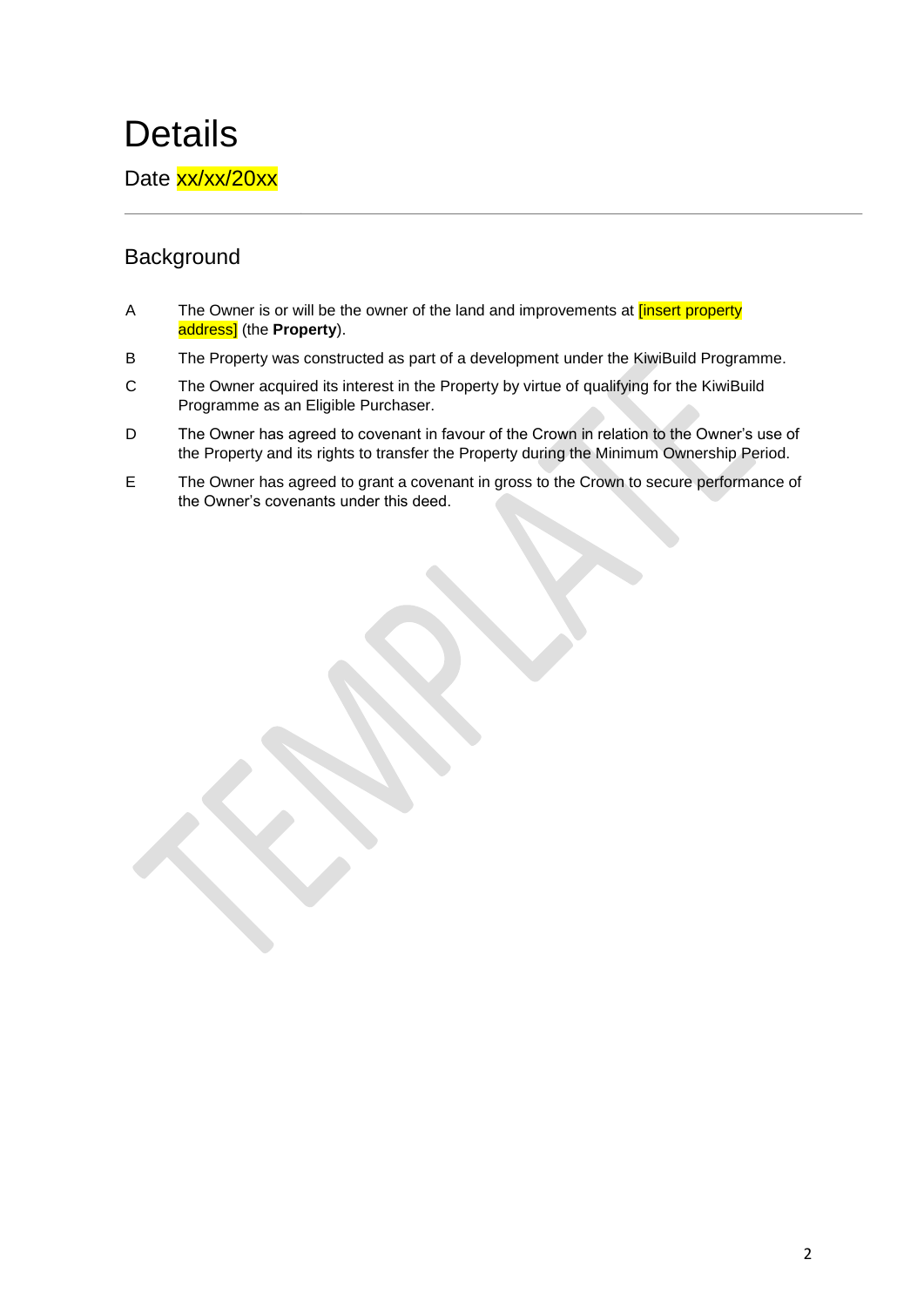# Details

Date xx/xx/20xx

## Background

A The Owner is or will be the owner of the land and improvements at [insert property address] (the **Property**).

B The Property was constructed as part of a development under the KiwiBuild Programme.

C The Owner acquired its interest in the Property by virtue of qualifying for the KiwiBuild Programme as an Eligible Purchaser.

D The Owner has agreed to covenant in favour of the Crown in relation to the Owner's use of the Property and its rights to transfer the Property during the Minimum Ownership Period.

E The Owner has agreed to grant a covenant in gross to the Crown to secure performance of the Owner's covenants under this deed.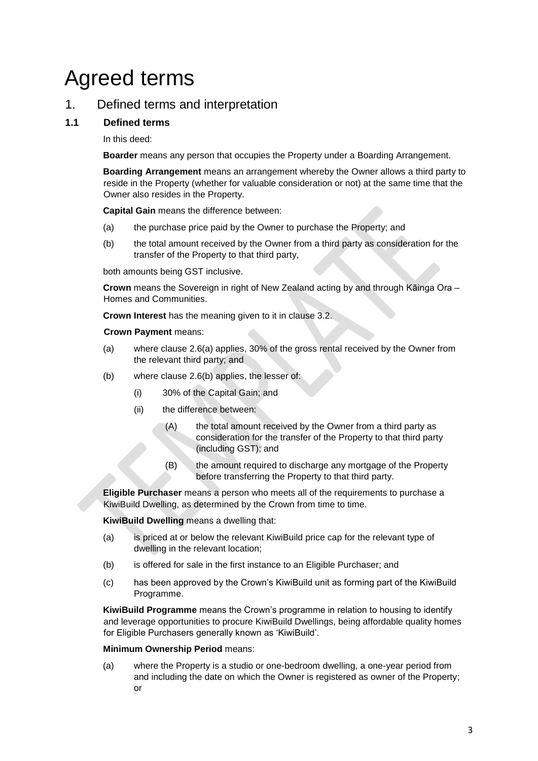# Agreed terms

## 1. Defined terms and interpretation

### 1.1 Defined terms

In this deed:

**Boarder** means any person that occupies the Property under a Boarding Arrangement.

**Boarding Arrangement** means an arrangement whereby the Owner allows a third party to reside in the Property (whether for valuable consideration or not) at the same time that the Owner also resides in the Property.

**Capital Gain** means the difference between:

(a) the purchase price paid by the Owner to purchase the Property; and

(b) the total amount received by the Owner from a third party as consideration for the transfer of the Property to that third party,

both amounts being GST inclusive.

**Crown** means the Sovereign in right of New Zealand acting by and through Kāinga Ora – Homes and Communities.

**Crown Interest** has the meaning given to it in clause 3.2.

**Crown Payment** means:

(a) where clause 2.6(a) applies, 30% of the gross rental received by the Owner from the relevant third party; and

(b) where clause 2.6(b) applies, the lesser of:

- (i) 30% of the Capital Gain; and
- (ii) the difference between:
  - (A) the total amount received by the Owner from a third party as consideration for the transfer of the Property to that third party (including GST); and
  - (B) the amount required to discharge any mortgage of the Property before transferring the Property to that third party.

**Eligible Purchaser** means a person who meets all of the requirements to purchase a KiwiBuild Dwelling, as determined by the Crown from time to time.

**KiwiBuild Dwelling** means a dwelling that:

(a) is priced at or below the relevant KiwiBuild price cap for the relevant type of dwelling in the relevant location;

(b) is offered for sale in the first instance to an Eligible Purchaser; and

(c) has been approved by the Crown's KiwiBuild unit as forming part of the KiwiBuild Programme.

**KiwiBuild Programme** means the Crown's programme in relation to housing to identify and leverage opportunities to procure KiwiBuild Dwellings, being affordable quality homes for Eligible Purchasers generally known as 'KiwiBuild'.

**Minimum Ownership Period** means:

(a) where the Property is a studio or one-bedroom dwelling, a one-year period from and including the date on which the Owner is registered as owner of the Property; or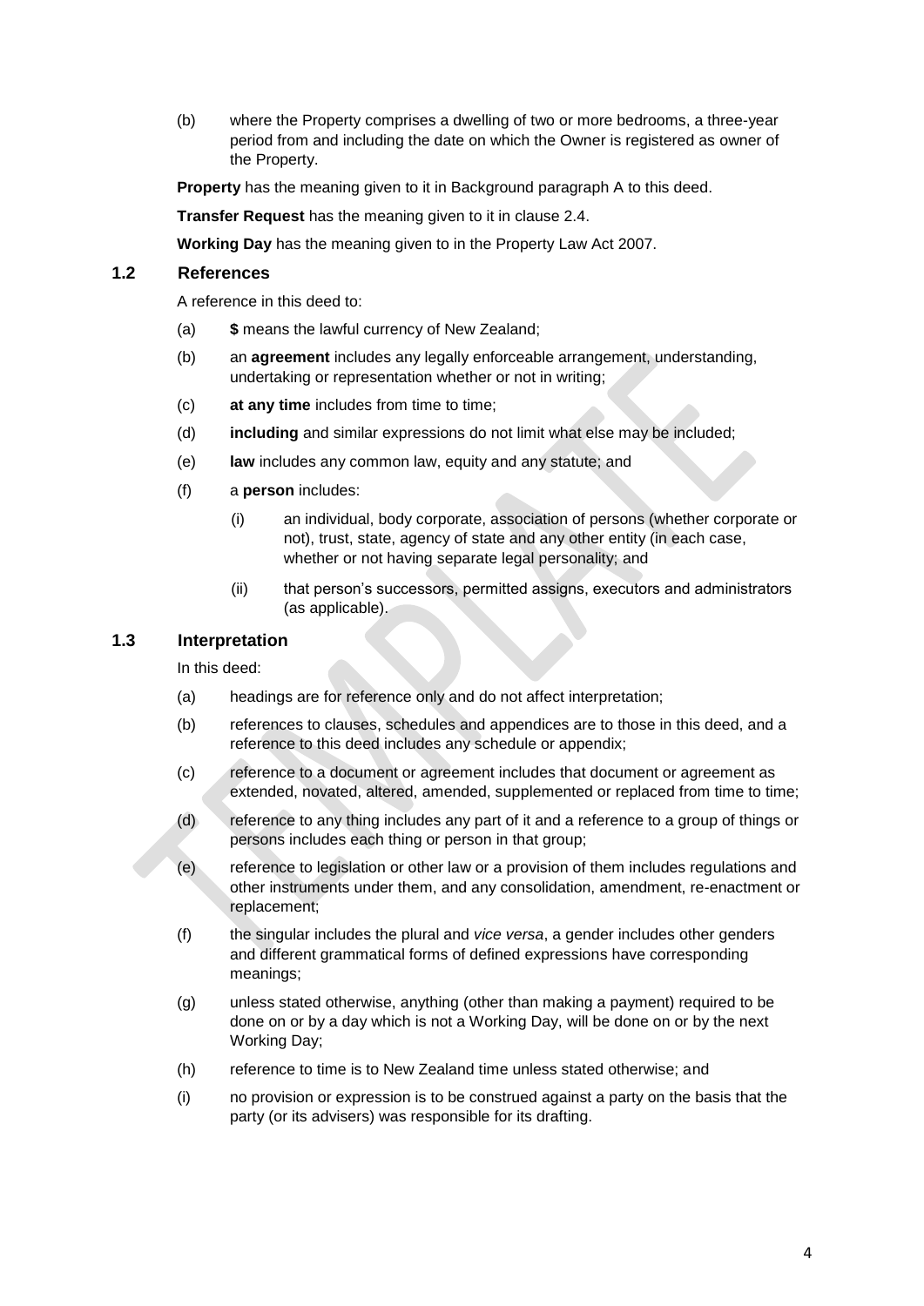(b) where the Property comprises a dwelling of two or more bedrooms, a three-year period from and including the date on which the Owner is registered as owner of the Property.

**Property** has the meaning given to it in Background paragraph A to this deed.

**Transfer Request** has the meaning given to it in clause 2.4.

**Working Day** has the meaning given to in the Property Law Act 2007.

### 1.2 References

A reference in this deed to:

(a) **$** means the lawful currency of New Zealand;

(b) an **agreement** includes any legally enforceable arrangement, understanding, undertaking or representation whether or not in writing;

(c) **at any time** includes from time to time;

(d) **including** and similar expressions do not limit what else may be included;

(e) **law** includes any common law, equity and any statute; and

(f) a **person** includes:

(i) an individual, body corporate, association of persons (whether corporate or not), trust, state, agency of state and any other entity (in each case, whether or not having separate legal personality; and

(ii) that person's successors, permitted assigns, executors and administrators (as applicable).

### 1.3 Interpretation

In this deed:

(a) headings are for reference only and do not affect interpretation;

(b) references to clauses, schedules and appendices are to those in this deed, and a reference to this deed includes any schedule or appendix;

(c) reference to a document or agreement includes that document or agreement as extended, novated, altered, amended, supplemented or replaced from time to time;

(d) reference to any thing includes any part of it and a reference to a group of things or persons includes each thing or person in that group;

(e) reference to legislation or other law or a provision of them includes regulations and other instruments under them, and any consolidation, amendment, re-enactment or replacement;

(f) the singular includes the plural and *vice versa*, a gender includes other genders and different grammatical forms of defined expressions have corresponding meanings;

(g) unless stated otherwise, anything (other than making a payment) required to be done on or by a day which is not a Working Day, will be done on or by the next Working Day;

(h) reference to time is to New Zealand time unless stated otherwise; and

(i) no provision or expression is to be construed against a party on the basis that the party (or its advisers) was responsible for its drafting.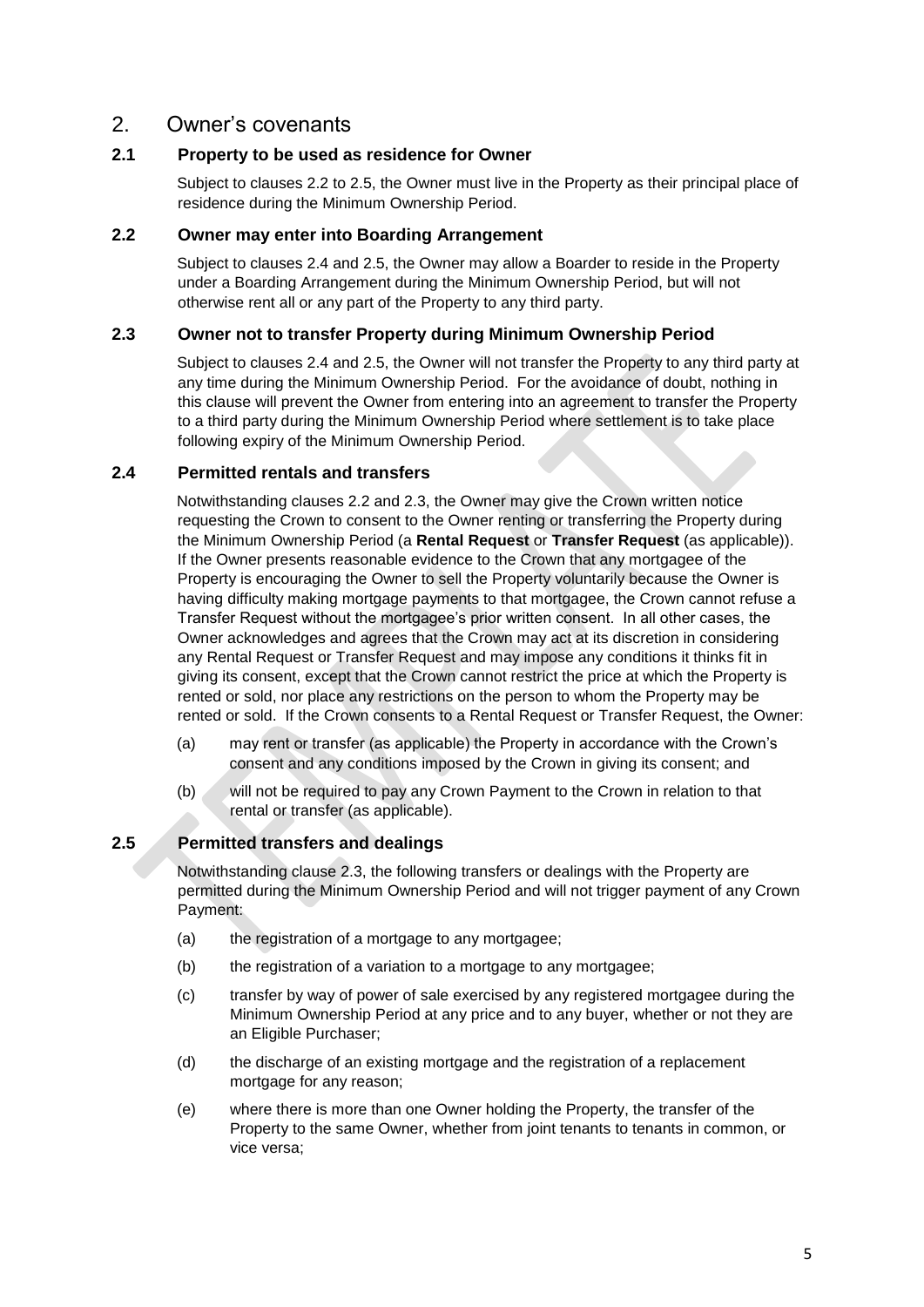## 2. Owner's covenants

### 2.1 Property to be used as residence for Owner

Subject to clauses 2.2 to 2.5, the Owner must live in the Property as their principal place of residence during the Minimum Ownership Period.

### 2.2 Owner may enter into Boarding Arrangement

Subject to clauses 2.4 and 2.5, the Owner may allow a Boarder to reside in the Property under a Boarding Arrangement during the Minimum Ownership Period, but will not otherwise rent all or any part of the Property to any third party.

### 2.3 Owner not to transfer Property during Minimum Ownership Period

Subject to clauses 2.4 and 2.5, the Owner will not transfer the Property to any third party at any time during the Minimum Ownership Period. For the avoidance of doubt, nothing in this clause will prevent the Owner from entering into an agreement to transfer the Property to a third party during the Minimum Ownership Period where settlement is to take place following expiry of the Minimum Ownership Period.

### 2.4 Permitted rentals and transfers

Notwithstanding clauses 2.2 and 2.3, the Owner may give the Crown written notice requesting the Crown to consent to the Owner renting or transferring the Property during the Minimum Ownership Period (a **Rental Request** or **Transfer Request** (as applicable)). If the Owner presents reasonable evidence to the Crown that any mortgagee of the Property is encouraging the Owner to sell the Property voluntarily because the Owner is having difficulty making mortgage payments to that mortgagee, the Crown cannot refuse a Transfer Request without the mortgagee's prior written consent. In all other cases, the Owner acknowledges and agrees that the Crown may act at its discretion in considering any Rental Request or Transfer Request and may impose any conditions it thinks fit in giving its consent, except that the Crown cannot restrict the price at which the Property is rented or sold, nor place any restrictions on the person to whom the Property may be rented or sold. If the Crown consents to a Rental Request or Transfer Request, the Owner:

(a) may rent or transfer (as applicable) the Property in accordance with the Crown's consent and any conditions imposed by the Crown in giving its consent; and

(b) will not be required to pay any Crown Payment to the Crown in relation to that rental or transfer (as applicable).

### 2.5 Permitted transfers and dealings

Notwithstanding clause 2.3, the following transfers or dealings with the Property are permitted during the Minimum Ownership Period and will not trigger payment of any Crown Payment:

(a) the registration of a mortgage to any mortgagee;

(b) the registration of a variation to a mortgage to any mortgagee;

(c) transfer by way of power of sale exercised by any registered mortgagee during the Minimum Ownership Period at any price and to any buyer, whether or not they are an Eligible Purchaser;

(d) the discharge of an existing mortgage and the registration of a replacement mortgage for any reason;

(e) where there is more than one Owner holding the Property, the transfer of the Property to the same Owner, whether from joint tenants to tenants in common, or vice versa;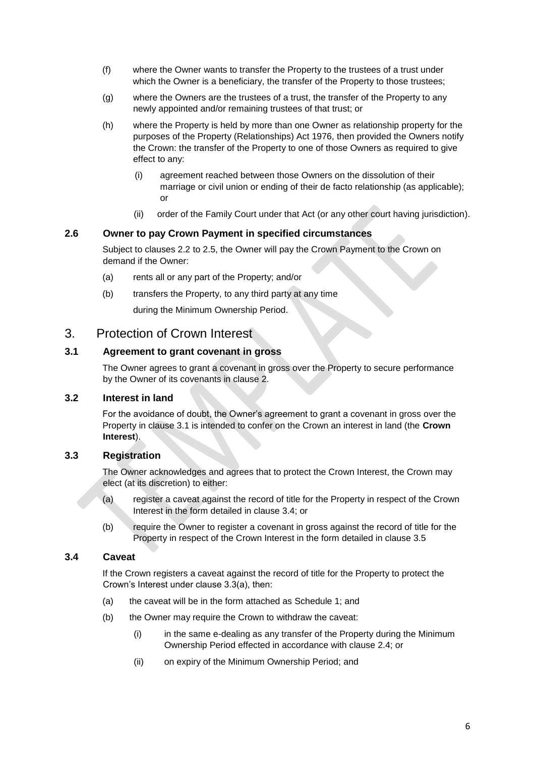(f) where the Owner wants to transfer the Property to the trustees of a trust under which the Owner is a beneficiary, the transfer of the Property to those trustees;

(g) where the Owners are the trustees of a trust, the transfer of the Property to any newly appointed and/or remaining trustees of that trust; or

(h) where the Property is held by more than one Owner as relationship property for the purposes of the Property (Relationships) Act 1976, then provided the Owners notify the Crown: the transfer of the Property to one of those Owners as required to give effect to any:

   (i) agreement reached between those Owners on the dissolution of their marriage or civil union or ending of their de facto relationship (as applicable); or

   (ii) order of the Family Court under that Act (or any other court having jurisdiction).

### 2.6 Owner to pay Crown Payment in specified circumstances

Subject to clauses 2.2 to 2.5, the Owner will pay the Crown Payment to the Crown on demand if the Owner:

(a) rents all or any part of the Property; and/or

(b) transfers the Property, to any third party at any time

during the Minimum Ownership Period.

## 3. Protection of Crown Interest

### 3.1 Agreement to grant covenant in gross

The Owner agrees to grant a covenant in gross over the Property to secure performance by the Owner of its covenants in clause 2.

### 3.2 Interest in land

For the avoidance of doubt, the Owner's agreement to grant a covenant in gross over the Property in clause 3.1 is intended to confer on the Crown an interest in land (the **Crown Interest**).

### 3.3 Registration

The Owner acknowledges and agrees that to protect the Crown Interest, the Crown may elect (at its discretion) to either:

(a) register a caveat against the record of title for the Property in respect of the Crown Interest in the form detailed in clause 3.4; or

(b) require the Owner to register a covenant in gross against the record of title for the Property in respect of the Crown Interest in the form detailed in clause 3.5

### 3.4 Caveat

If the Crown registers a caveat against the record of title for the Property to protect the Crown's Interest under clause 3.3(a), then:

(a) the caveat will be in the form attached as Schedule 1; and

(b) the Owner may require the Crown to withdraw the caveat:

   (i) in the same e-dealing as any transfer of the Property during the Minimum Ownership Period effected in accordance with clause 2.4; or

   (ii) on expiry of the Minimum Ownership Period; and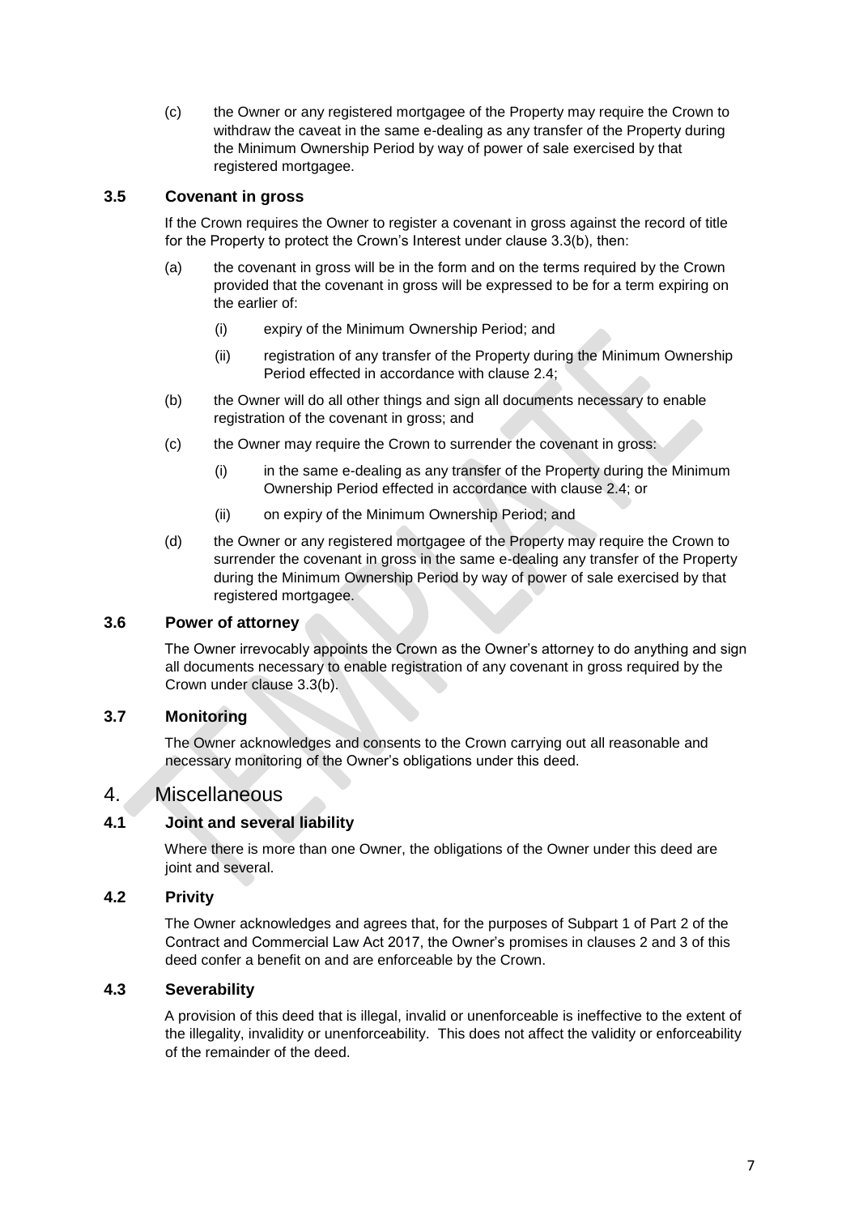(c) the Owner or any registered mortgagee of the Property may require the Crown to withdraw the caveat in the same e-dealing as any transfer of the Property during the Minimum Ownership Period by way of power of sale exercised by that registered mortgagee.

### 3.5 Covenant in gross

If the Crown requires the Owner to register a covenant in gross against the record of title for the Property to protect the Crown's Interest under clause 3.3(b), then:

(a) the covenant in gross will be in the form and on the terms required by the Crown provided that the covenant in gross will be expressed to be for a term expiring on the earlier of:

  (i) expiry of the Minimum Ownership Period; and

  (ii) registration of any transfer of the Property during the Minimum Ownership Period effected in accordance with clause 2.4;

(b) the Owner will do all other things and sign all documents necessary to enable registration of the covenant in gross; and

(c) the Owner may require the Crown to surrender the covenant in gross:

  (i) in the same e-dealing as any transfer of the Property during the Minimum Ownership Period effected in accordance with clause 2.4; or

  (ii) on expiry of the Minimum Ownership Period; and

(d) the Owner or any registered mortgagee of the Property may require the Crown to surrender the covenant in gross in the same e-dealing any transfer of the Property during the Minimum Ownership Period by way of power of sale exercised by that registered mortgagee.

### 3.6 Power of attorney

The Owner irrevocably appoints the Crown as the Owner's attorney to do anything and sign all documents necessary to enable registration of any covenant in gross required by the Crown under clause 3.3(b).

### 3.7 Monitoring

The Owner acknowledges and consents to the Crown carrying out all reasonable and necessary monitoring of the Owner's obligations under this deed.

## 4. Miscellaneous

### 4.1 Joint and several liability

Where there is more than one Owner, the obligations of the Owner under this deed are joint and several.

### 4.2 Privity

The Owner acknowledges and agrees that, for the purposes of Subpart 1 of Part 2 of the Contract and Commercial Law Act 2017, the Owner's promises in clauses 2 and 3 of this deed confer a benefit on and are enforceable by the Crown.

### 4.3 Severability

A provision of this deed that is illegal, invalid or unenforceable is ineffective to the extent of the illegality, invalidity or unenforceability. This does not affect the validity or enforceability of the remainder of the deed.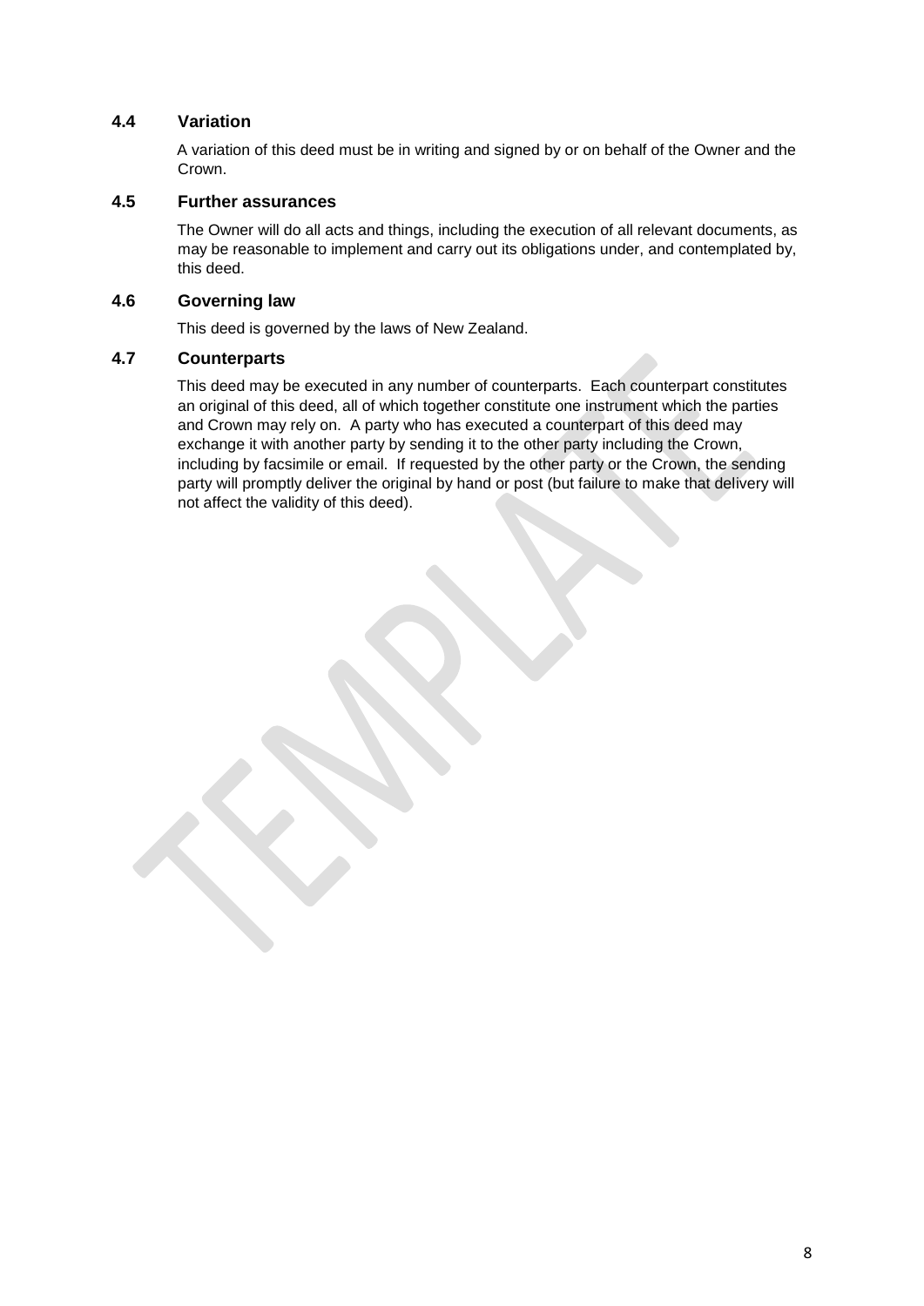### 4.4 Variation

A variation of this deed must be in writing and signed by or on behalf of the Owner and the Crown.

### 4.5 Further assurances

The Owner will do all acts and things, including the execution of all relevant documents, as may be reasonable to implement and carry out its obligations under, and contemplated by, this deed.

### 4.6 Governing law

This deed is governed by the laws of New Zealand.

### 4.7 Counterparts

This deed may be executed in any number of counterparts. Each counterpart constitutes an original of this deed, all of which together constitute one instrument which the parties and Crown may rely on. A party who has executed a counterpart of this deed may exchange it with another party by sending it to the other party including the Crown, including by facsimile or email. If requested by the other party or the Crown, the sending party will promptly deliver the original by hand or post (but failure to make that delivery will not affect the validity of this deed).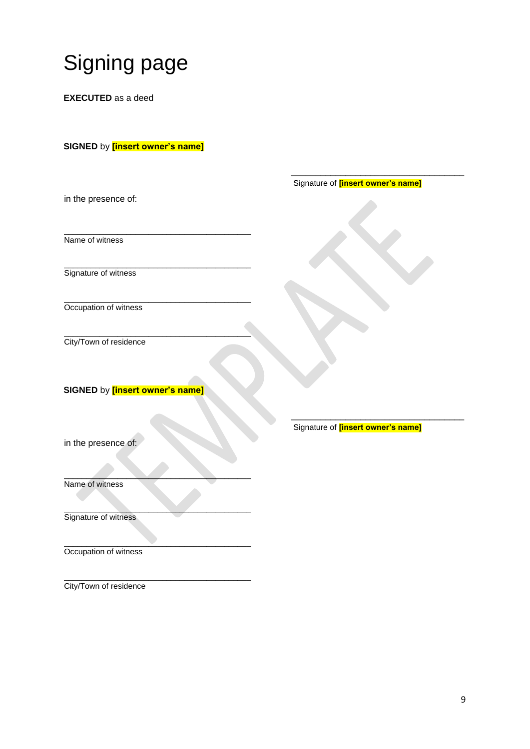# Signing page

**EXECUTED** as a deed

**SIGNED** by **[insert owner's name]**

in the presence of:

\_\_\_\_\_\_\_\_\_\_\_\_\_\_\_\_\_\_\_\_\_\_\_\_\_\_\_\_\_\_\_\_\_\_\_\_\_\_\_\_
Signature of **[insert owner's name]**

\_\_\_\_\_\_\_\_\_\_\_\_\_\_\_\_\_\_\_\_\_\_\_\_\_\_\_\_\_\_\_\_\_\_\_\_\_\_\_\_
Name of witness

\_\_\_\_\_\_\_\_\_\_\_\_\_\_\_\_\_\_\_\_\_\_\_\_\_\_\_\_\_\_\_\_\_\_\_\_\_\_\_\_
Signature of witness

\_\_\_\_\_\_\_\_\_\_\_\_\_\_\_\_\_\_\_\_\_\_\_\_\_\_\_\_\_\_\_\_\_\_\_\_\_\_\_\_
Occupation of witness

\_\_\_\_\_\_\_\_\_\_\_\_\_\_\_\_\_\_\_\_\_\_\_\_\_\_\_\_\_\_\_\_\_\_\_\_\_\_\_\_
City/Town of residence

**SIGNED** by **[insert owner's name]**

in the presence of:

\_\_\_\_\_\_\_\_\_\_\_\_\_\_\_\_\_\_\_\_\_\_\_\_\_\_\_\_\_\_\_\_\_\_\_\_\_\_\_\_
Signature of **[insert owner's name]**

\_\_\_\_\_\_\_\_\_\_\_\_\_\_\_\_\_\_\_\_\_\_\_\_\_\_\_\_\_\_\_\_\_\_\_\_\_\_\_\_
Name of witness

\_\_\_\_\_\_\_\_\_\_\_\_\_\_\_\_\_\_\_\_\_\_\_\_\_\_\_\_\_\_\_\_\_\_\_\_\_\_\_\_
Signature of witness

\_\_\_\_\_\_\_\_\_\_\_\_\_\_\_\_\_\_\_\_\_\_\_\_\_\_\_\_\_\_\_\_\_\_\_\_\_\_\_\_
Occupation of witness

\_\_\_\_\_\_\_\_\_\_\_\_\_\_\_\_\_\_\_\_\_\_\_\_\_\_\_\_\_\_\_\_\_\_\_\_\_\_\_\_
City/Town of residence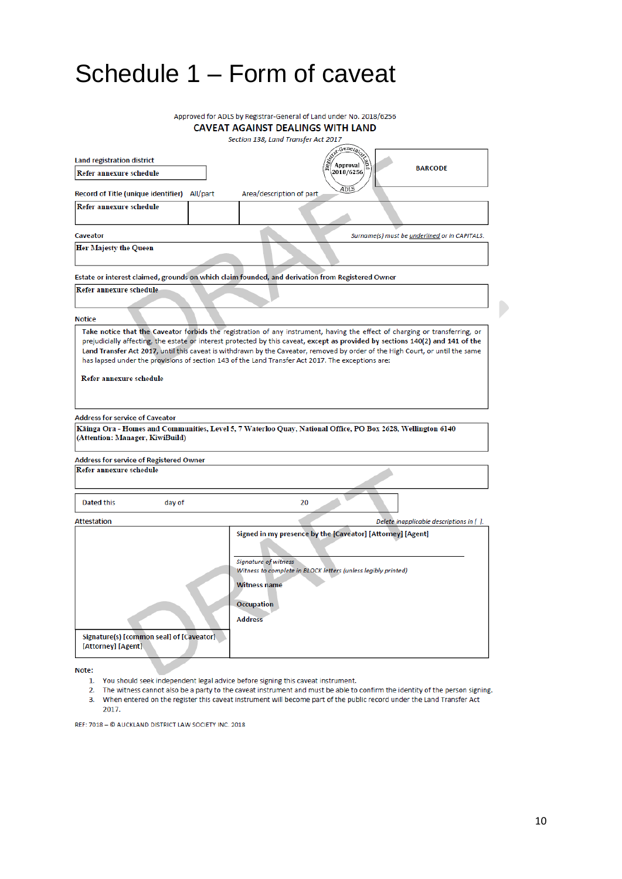# Schedule 1 – Form of caveat

Approved for ADLS by Registrar-General of Land under No. 2018/6256

## CAVEAT AGAINST DEALINGS WITH LAND

*Section 138, Land Transfer Act 2017*

Registrar-General of Land Approval 2018/6256 ADLS

BARCODE

**Land registration district**

Refer annexure schedule

| Record of Title (unique identifier) | All/part | Area/description of part |
|---|---|---|
| Refer annexure schedule | | |

**Caveator** *Surname(s) must be underlined or in CAPITALS.*

Her Majesty the Queen

**Estate or interest claimed, grounds on which claim founded, and derivation from Registered Owner**

Refer annexure schedule

**Notice**

Take notice that the Caveator forbids the registration of any instrument, having the effect of charging or transferring, or prejudicially affecting, the estate or interest protected by this caveat, **except as provided by sections 140(2) and 141 of the Land Transfer Act 2017**, until this caveat is withdrawn by the Caveator, removed by order of the High Court, or until the same has lapsed under the provisions of section 143 of the Land Transfer Act 2017. The exceptions are:

Refer annexure schedule

**Address for service of Caveator**

Kāinga Ora - Homes and Communities, Level 5, 7 Waterloo Quay, National Office, PO Box 2628, Wellington 6140 (Attention: Manager, KiwiBuild)

**Address for service of Registered Owner**

Refer annexure schedule

Dated this day of 20

**Attestation** *Delete inapplicable descriptions in [ ].*

| | Signed in my presence by the [Caveator] [Attorney] [Agent] |
|---|---|
| | *Signature of witness*<br>*Witness to complete in BLOCK letters (unless legibly printed)*<br>Witness name<br>Occupation<br>Address |
| Signature(s) [common seal] of [Caveator] [Attorney] [Agent] | |

**Note:**

1. You should seek independent legal advice before signing this caveat instrument.
2. The witness cannot also be a party to the caveat instrument and must be able to confirm the identity of the person signing.
3. When entered on the register this caveat instrument will become part of the public record under the Land Transfer Act 2017.

REF: 7018 – © AUCKLAND DISTRICT LAW SOCIETY INC. 2018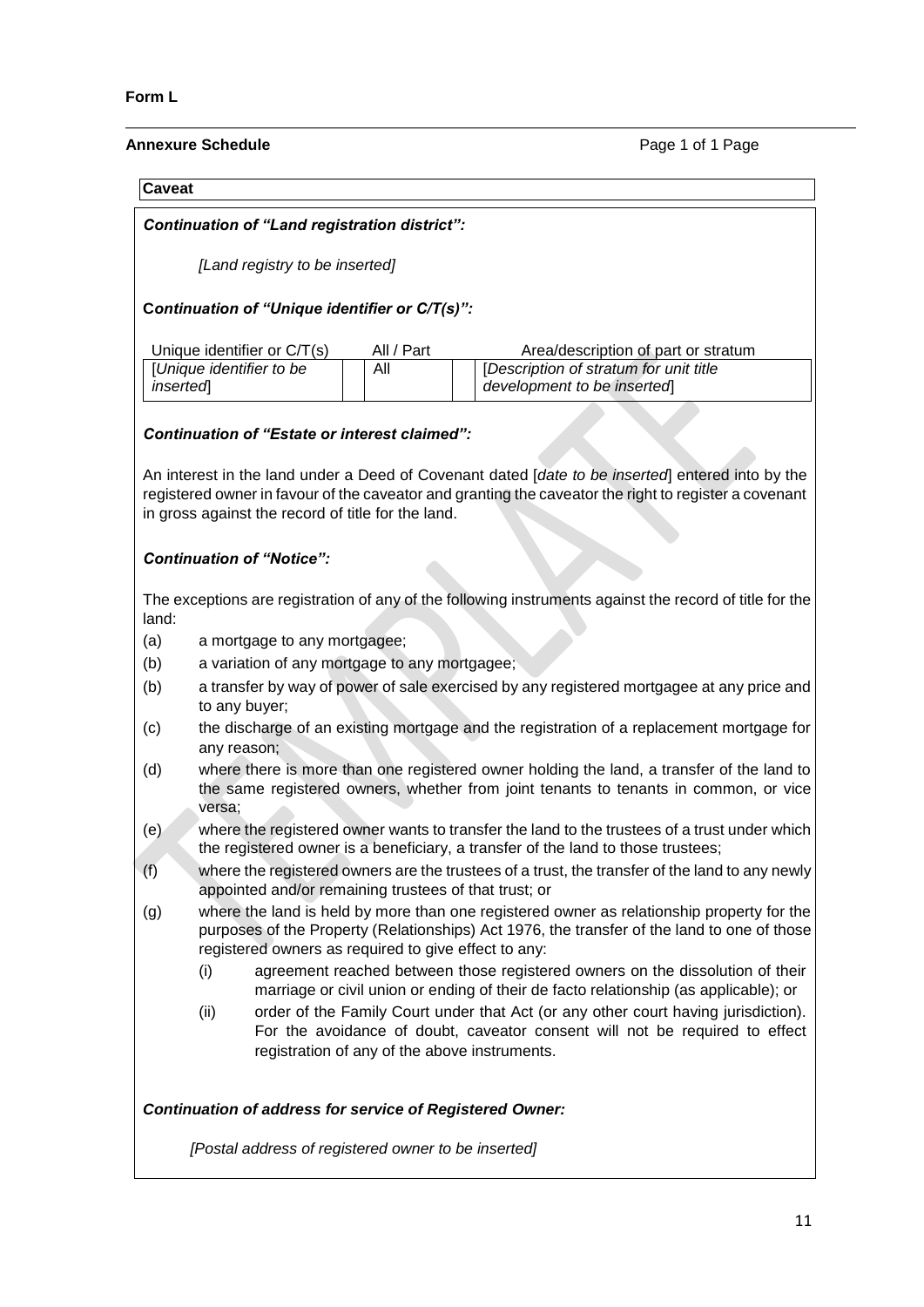**Form L**

**Annexure Schedule** Page 1 of 1 Page

**Caveat**

***Continuation of "Land registration district":***

*[Land registry to be inserted]*

***Continuation of "Unique identifier or C/T(s)":***

| Unique identifier or C/T(s) | All / Part | Area/description of part or stratum |
|---|---|---|
| [*Unique identifier to be inserted*] | All | [*Description of stratum for unit title development to be inserted*] |

***Continuation of "Estate or interest claimed":***

An interest in the land under a Deed of Covenant dated [*date to be inserted*] entered into by the registered owner in favour of the caveator and granting the caveator the right to register a covenant in gross against the record of title for the land.

***Continuation of "Notice":***

The exceptions are registration of any of the following instruments against the record of title for the land:

(a) a mortgage to any mortgagee;

(b) a variation of any mortgage to any mortgagee;

(b) a transfer by way of power of sale exercised by any registered mortgagee at any price and to any buyer;

(c) the discharge of an existing mortgage and the registration of a replacement mortgage for any reason;

(d) where there is more than one registered owner holding the land, a transfer of the land to the same registered owners, whether from joint tenants to tenants in common, or vice versa;

(e) where the registered owner wants to transfer the land to the trustees of a trust under which the registered owner is a beneficiary, a transfer of the land to those trustees;

(f) where the registered owners are the trustees of a trust, the transfer of the land to any newly appointed and/or remaining trustees of that trust; or

(g) where the land is held by more than one registered owner as relationship property for the purposes of the Property (Relationships) Act 1976, the transfer of the land to one of those registered owners as required to give effect to any:

  (i) agreement reached between those registered owners on the dissolution of their marriage or civil union or ending of their de facto relationship (as applicable); or

  (ii) order of the Family Court under that Act (or any other court having jurisdiction). For the avoidance of doubt, caveator consent will not be required to effect registration of any of the above instruments.

***Continuation of address for service of Registered Owner:***

*[Postal address of registered owner to be inserted]*